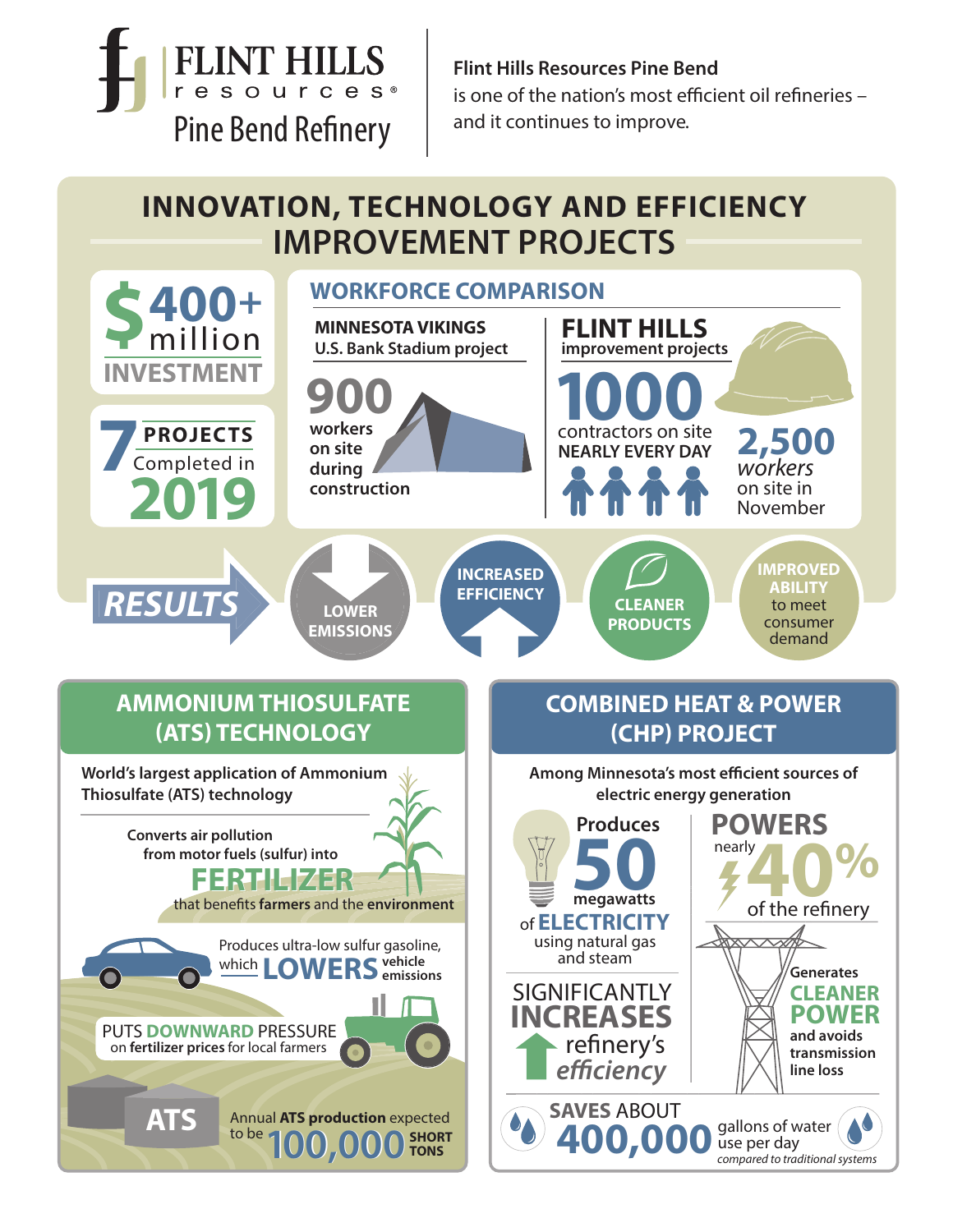# FLINT HILLS resources® Pine Bend Refinery

**Flint Hills Resources Pine Bend** is one of the nation's most efficient oil refineries – and it continues to improve.

## INNOVATION, TECHNOLOGY AND EFFICIENCY IMPROVEMENT PROJECTS

**$400+ million INVESTMENT**

**7 PROJECTS Completed in 2019**

### WORKFORCE COMPARISON

**MINNESOTA VIKINGS**
**U.S. Bank Stadium project**

**900** workers on site during construction

**FLINT HILLS**
improvement projects

**1000** contractors on site NEARLY EVERY DAY

**2,500** *workers* on site in November

### RESULTS

- LOWER EMISSIONS
- INCREASED EFFICIENCY
- CLEANER PRODUCTS
- IMPROVED ABILITY to meet consumer demand

## AMMONIUM THIOSULFATE (ATS) TECHNOLOGY

**World's largest application of Ammonium Thiosulfate (ATS) technology**

**Converts air pollution from motor fuels (sulfur) into FERTILIZER** that benefits **farmers** and the **environment**

Produces ultra-low sulfur gasoline, which **LOWERS** **vehicle emissions**

PUTS **DOWNWARD** PRESSURE on **fertilizer prices** for local farmers

**ATS**

Annual **ATS production** expected to be **100,000 SHORT TONS**

## COMBINED HEAT & POWER (CHP) PROJECT

**Among Minnesota's most efficient sources of electric energy generation**

Produces **50** megawatts of **ELECTRICITY** using natural gas and steam

**POWERS** nearly **40%** of the refinery

SIGNIFICANTLY **INCREASES** refinery's *efficiency*

Generates **CLEANER POWER** and avoids transmission line loss

SAVES ABOUT **400,000** gallons of water use per day

*compared to traditional systems*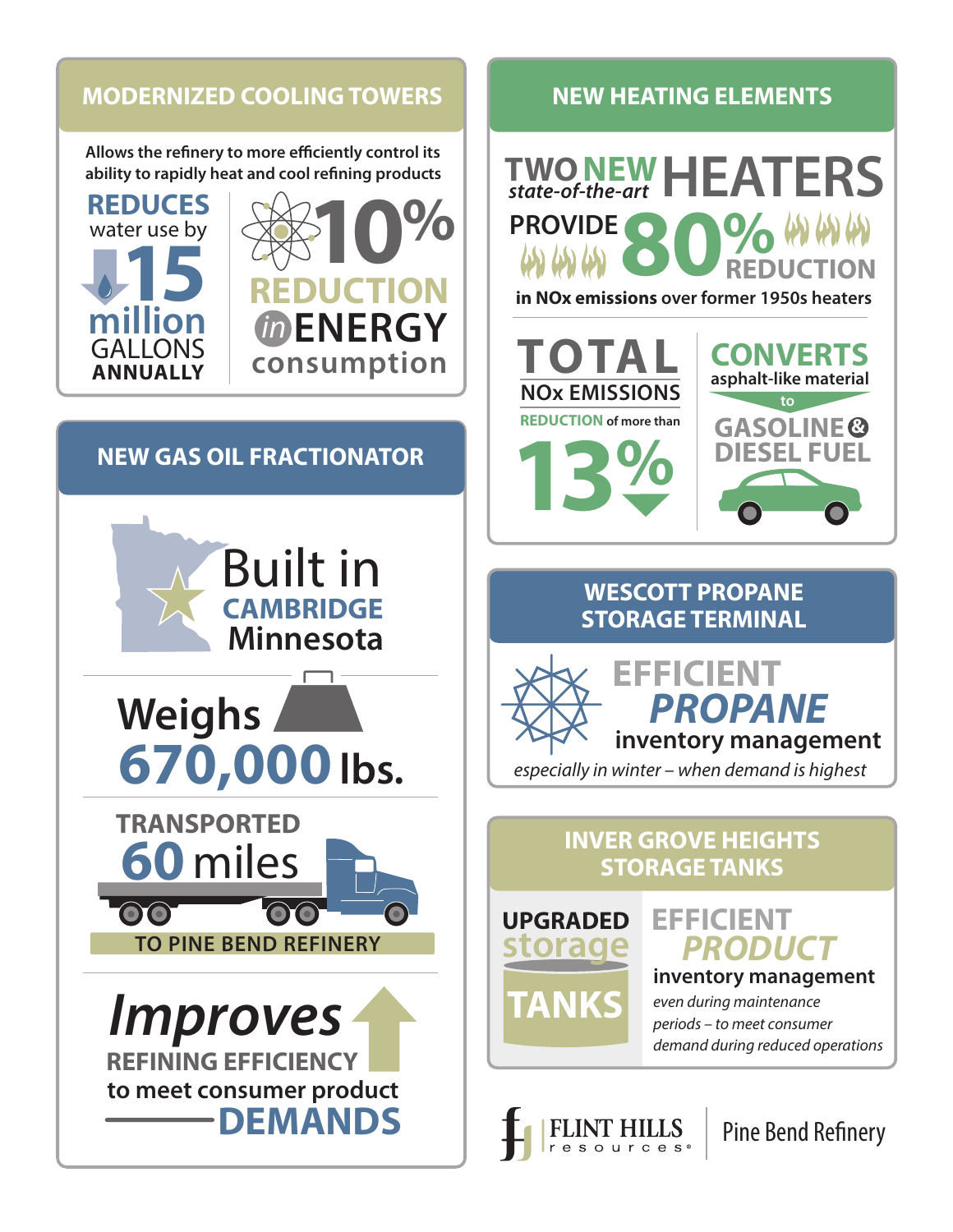## MODERNIZED COOLING TOWERS

Allows the refinery to more efficiently control its ability to rapidly heat and cool refining products

**REDUCES** water use by **15 million** GALLONS **ANNUALLY**

**10% REDUCTION** *in* **ENERGY** consumption

## NEW GAS OIL FRACTIONATOR

Built in **CAMBRIDGE** **Minnesota**

**Weighs 670,000 lbs.**

**TRANSPORTED 60 miles**

**TO PINE BEND REFINERY**

***Improves*** **REFINING EFFICIENCY** to meet consumer product **DEMANDS**

## NEW HEATING ELEMENTS

**TWO NEW** *state-of-the-art* **HEATERS**

**PROVIDE 80% REDUCTION**

**in NOx emissions over former 1950s heaters**

**TOTAL NOx EMISSIONS**

**REDUCTION** of more than **13%**

**CONVERTS** asphalt-like material to **GASOLINE & DIESEL FUEL**

## WESCOTT PROPANE STORAGE TERMINAL

**EFFICIENT** ***PROPANE*** **inventory management**

*especially in winter – when demand is highest*

## INVER GROVE HEIGHTS STORAGE TANKS

**UPGRADED** storage **TANKS**

**EFFICIENT** ***PRODUCT*** **inventory management**

*even during maintenance periods – to meet consumer demand during reduced operations*

FLINT HILLS resources® | Pine Bend Refinery